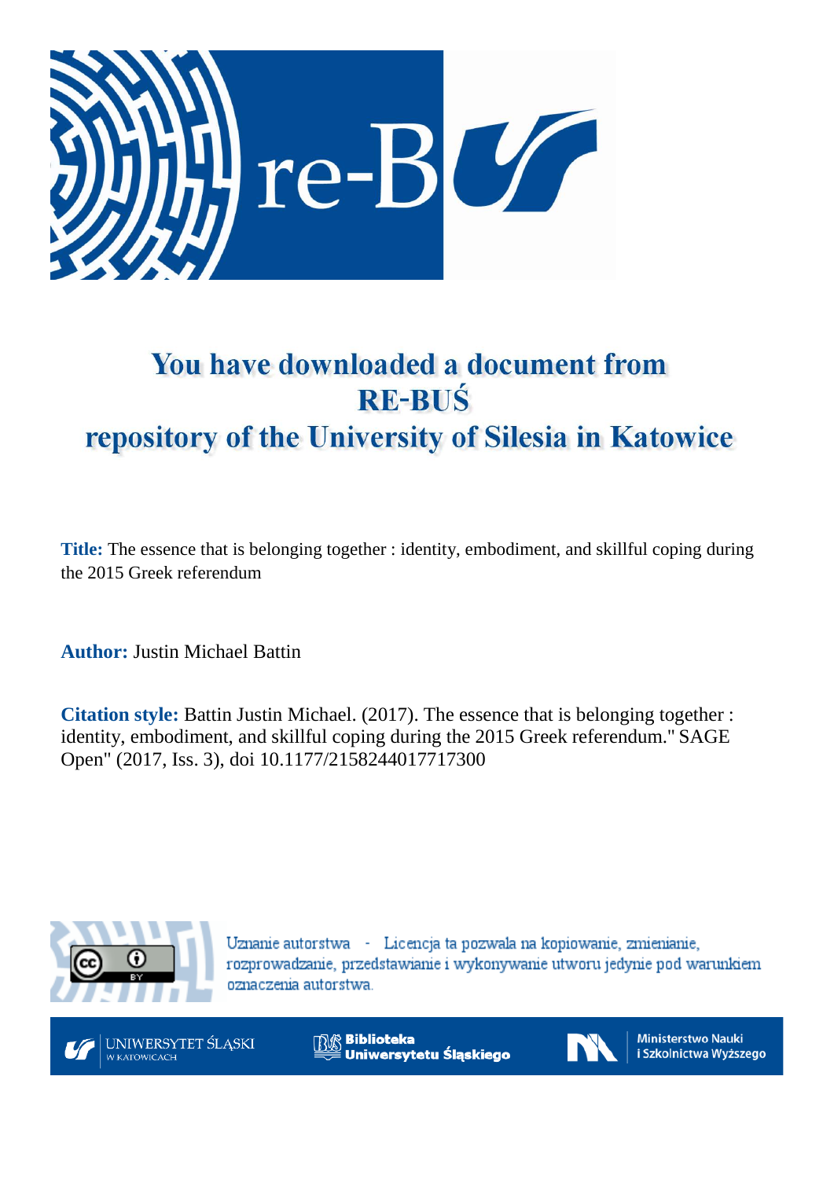# You have downloaded a document from RE-BUŚ repository of the University of Silesia in Katowice

**Title:** The essence that is belonging together : identity, embodiment, and skillful coping during the 2015 Greek referendum

**Author:** Justin Michael Battin

**Citation style:** Battin Justin Michael. (2017). The essence that is belonging together : identity, embodiment, and skillful coping during the 2015 Greek referendum." SAGE Open" (2017, Iss. 3), doi 10.1177/2158244017717300

Uznanie autorstwa - Licencja ta pozwala na kopiowanie, zmienianie, rozprowadzanie, przedstawianie i wykonywanie utworu jedynie pod warunkiem oznaczenia autorstwa.

UNIWERSYTET ŚLĄSKI W KATOWICACH

Biblioteka Uniwersytetu Śląskiego

Ministerstwo Nauki i Szkolnictwa Wyższego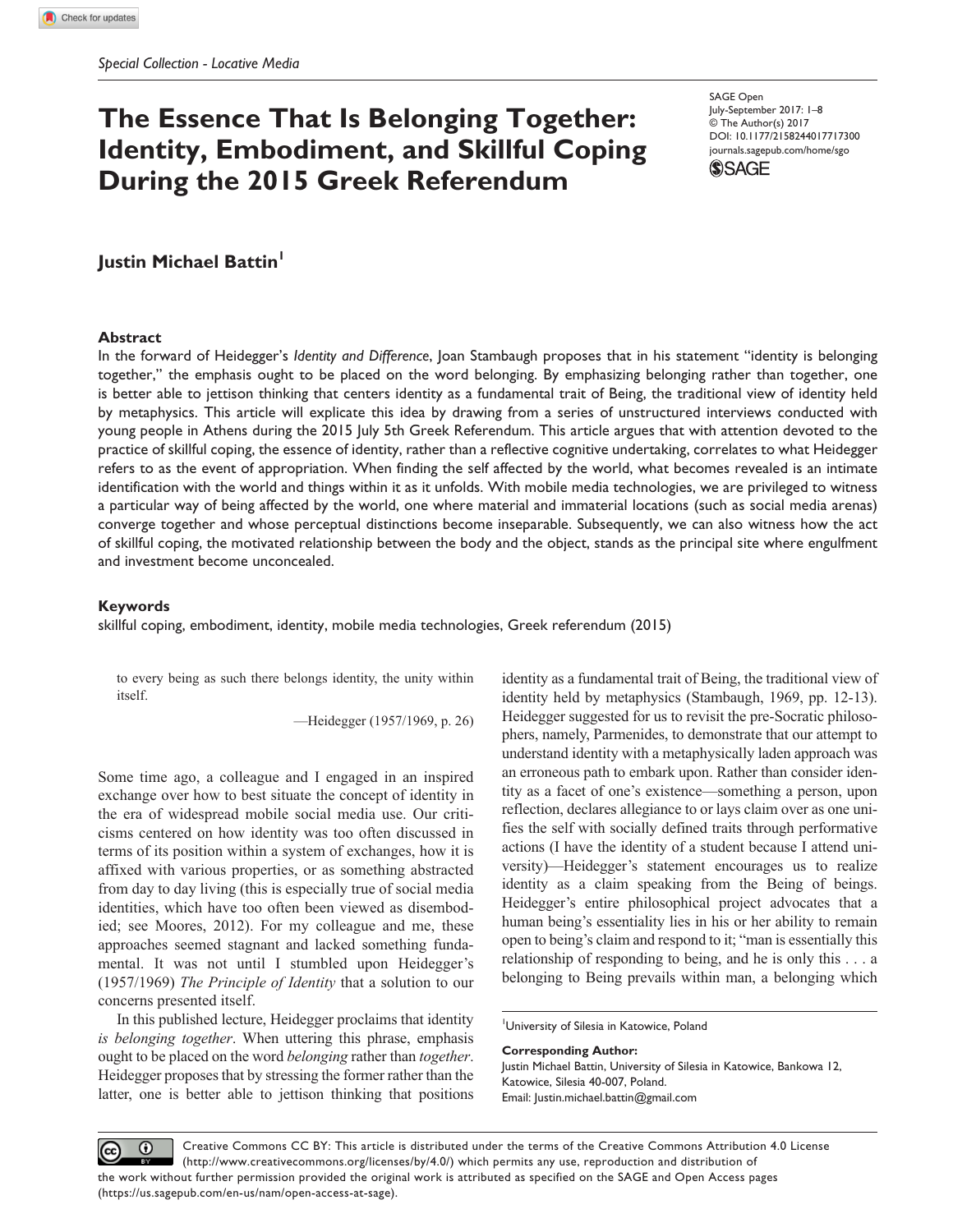Special Collection - Locative Media

# The Essence That Is Belonging Together: Identity, Embodiment, and Skillful Coping During the 2015 Greek Referendum

SAGE Open
July-September 2017: 1–8
© The Author(s) 2017
DOI: 10.1177/2158244017717300
journals.sagepub.com/home/sgo

**Justin Michael Battin**[1]

## Abstract

In the forward of Heidegger's *Identity and Difference*, Joan Stambaugh proposes that in his statement "identity is belonging together," the emphasis ought to be placed on the word belonging. By emphasizing belonging rather than together, one is better able to jettison thinking that centers identity as a fundamental trait of Being, the traditional view of identity held by metaphysics. This article will explicate this idea by drawing from a series of unstructured interviews conducted with young people in Athens during the 2015 July 5th Greek Referendum. This article argues that with attention devoted to the practice of skillful coping, the essence of identity, rather than a reflective cognitive undertaking, correlates to what Heidegger refers to as the event of appropriation. When finding the self affected by the world, what becomes revealed is an intimate identification with the world and things within it as it unfolds. With mobile media technologies, we are privileged to witness a particular way of being affected by the world, one where material and immaterial locations (such as social media arenas) converge together and whose perceptual distinctions become inseparable. Subsequently, we can also witness how the act of skillful coping, the motivated relationship between the body and the object, stands as the principal site where engulfment and investment become unconcealed.

## Keywords

skillful coping, embodiment, identity, mobile media technologies, Greek referendum (2015)

> to every being as such there belongs identity, the unity within itself.
>
> —Heidegger (1957/1969, p. 26)

Some time ago, a colleague and I engaged in an inspired exchange over how to best situate the concept of identity in the era of widespread mobile social media use. Our criticisms centered on how identity was too often discussed in terms of its position within a system of exchanges, how it is affixed with various properties, or as something abstracted from day to day living (this is especially true of social media identities, which have too often been viewed as disembodied; see Moores, 2012). For my colleague and me, these approaches seemed stagnant and lacked something fundamental. It was not until I stumbled upon Heidegger's (1957/1969) *The Principle of Identity* that a solution to our concerns presented itself.

In this published lecture, Heidegger proclaims that identity *is belonging together*. When uttering this phrase, emphasis ought to be placed on the word *belonging* rather than *together*. Heidegger proposes that by stressing the former rather than the latter, one is better able to jettison thinking that positions identity as a fundamental trait of Being, the traditional view of identity held by metaphysics (Stambaugh, 1969, pp. 12-13). Heidegger suggested for us to revisit the pre-Socratic philosophers, namely, Parmenides, to demonstrate that our attempt to understand identity with a metaphysically laden approach was an erroneous path to embark upon. Rather than consider identity as a facet of one's existence—something a person, upon reflection, declares allegiance to or lays claim over as one unifies the self with socially defined traits through performative actions (I have the identity of a student because I attend university)—Heidegger's statement encourages us to realize identity as a claim speaking from the Being of beings. Heidegger's entire philosophical project advocates that a human being's essentiality lies in his or her ability to remain open to being's claim and respond to it; "man is essentially this relationship of responding to being, and he is only this . . . a belonging to Being prevails within man, a belonging which

[1]University of Silesia in Katowice, Poland

**Corresponding Author:**
Justin Michael Battin, University of Silesia in Katowice, Bankowa 12, Katowice, Silesia 40-007, Poland.
Email: Justin.michael.battin@gmail.com

Creative Commons CC BY: This article is distributed under the terms of the Creative Commons Attribution 4.0 License (http://www.creativecommons.org/licenses/by/4.0/) which permits any use, reproduction and distribution of the work without further permission provided the original work is attributed as specified on the SAGE and Open Access pages (https://us.sagepub.com/en-us/nam/open-access-at-sage).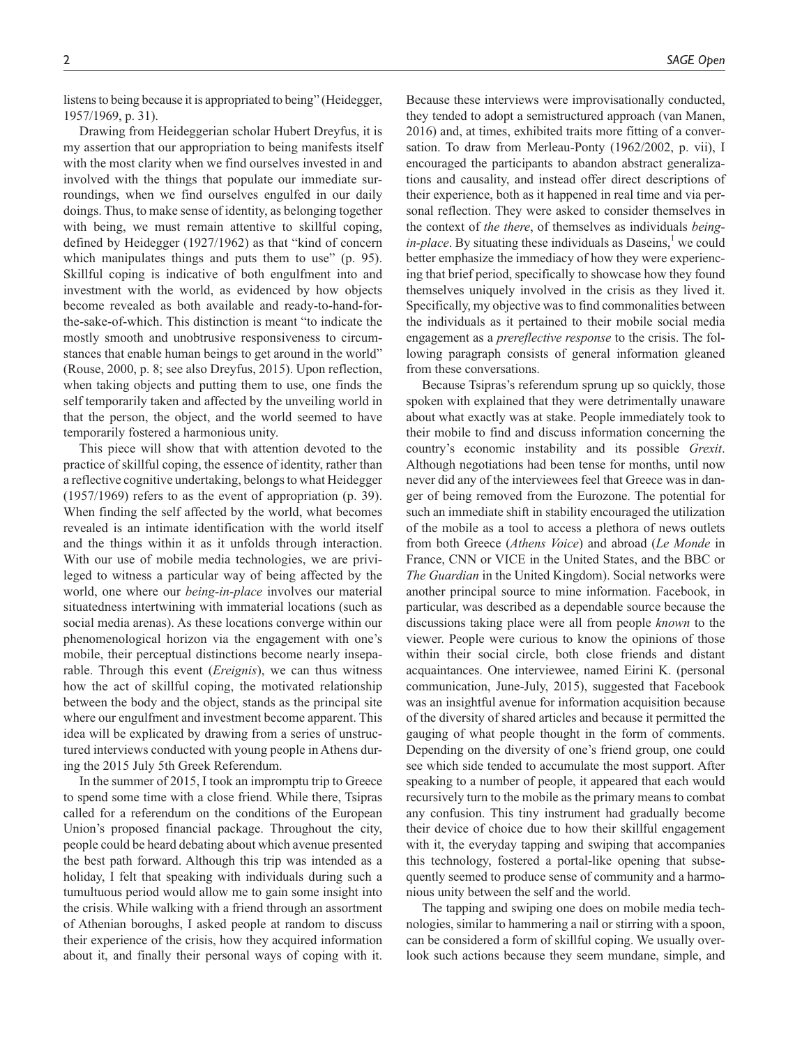listens to being because it is appropriated to being" (Heidegger, 1957/1969, p. 31).

Drawing from Heideggerian scholar Hubert Dreyfus, it is my assertion that our appropriation to being manifests itself with the most clarity when we find ourselves invested in and involved with the things that populate our immediate surroundings, when we find ourselves engulfed in our daily doings. Thus, to make sense of identity, as belonging together with being, we must remain attentive to skillful coping, defined by Heidegger (1927/1962) as that "kind of concern which manipulates things and puts them to use" (p. 95). Skillful coping is indicative of both engulfment into and investment with the world, as evidenced by how objects become revealed as both available and ready-to-hand-for-the-sake-of-which. This distinction is meant "to indicate the mostly smooth and unobtrusive responsiveness to circumstances that enable human beings to get around in the world" (Rouse, 2000, p. 8; see also Dreyfus, 2015). Upon reflection, when taking objects and putting them to use, one finds the self temporarily taken and affected by the unveiling world in that the person, the object, and the world seemed to have temporarily fostered a harmonious unity.

This piece will show that with attention devoted to the practice of skillful coping, the essence of identity, rather than a reflective cognitive undertaking, belongs to what Heidegger (1957/1969) refers to as the event of appropriation (p. 39). When finding the self affected by the world, what becomes revealed is an intimate identification with the world itself and the things within it as it unfolds through interaction. With our use of mobile media technologies, we are privileged to witness a particular way of being affected by the world, one where our *being-in-place* involves our material situatedness intertwining with immaterial locations (such as social media arenas). As these locations converge within our phenomenological horizon via the engagement with one's mobile, their perceptual distinctions become nearly inseparable. Through this event (*Ereignis*), we can thus witness how the act of skillful coping, the motivated relationship between the body and the object, stands as the principal site where our engulfment and investment become apparent. This idea will be explicated by drawing from a series of unstructured interviews conducted with young people in Athens during the 2015 July 5th Greek Referendum.

In the summer of 2015, I took an impromptu trip to Greece to spend some time with a close friend. While there, Tsipras called for a referendum on the conditions of the European Union's proposed financial package. Throughout the city, people could be heard debating about which avenue presented the best path forward. Although this trip was intended as a holiday, I felt that speaking with individuals during such a tumultuous period would allow me to gain some insight into the crisis. While walking with a friend through an assortment of Athenian boroughs, I asked people at random to discuss their experience of the crisis, how they acquired information about it, and finally their personal ways of coping with it. Because these interviews were improvisationally conducted, they tended to adopt a semistructured approach (van Manen, 2016) and, at times, exhibited traits more fitting of a conversation. To draw from Merleau-Ponty (1962/2002, p. vii), I encouraged the participants to abandon abstract generalizations and causality, and instead offer direct descriptions of their experience, both as it happened in real time and via personal reflection. They were asked to consider themselves in the context of *the there*, of themselves as individuals *being-in-place*. By situating these individuals as Daseins,[1] we could better emphasize the immediacy of how they were experiencing that brief period, specifically to showcase how they found themselves uniquely involved in the crisis as they lived it. Specifically, my objective was to find commonalities between the individuals as it pertained to their mobile social media engagement as a *prereflective response* to the crisis. The following paragraph consists of general information gleaned from these conversations.

Because Tsipras's referendum sprung up so quickly, those spoken with explained that they were detrimentally unaware about what exactly was at stake. People immediately took to their mobile to find and discuss information concerning the country's economic instability and its possible *Grexit*. Although negotiations had been tense for months, until now never did any of the interviewees feel that Greece was in danger of being removed from the Eurozone. The potential for such an immediate shift in stability encouraged the utilization of the mobile as a tool to access a plethora of news outlets from both Greece (*Athens Voice*) and abroad (*Le Monde* in France, CNN or VICE in the United States, and the BBC or *The Guardian* in the United Kingdom). Social networks were another principal source to mine information. Facebook, in particular, was described as a dependable source because the discussions taking place were all from people *known* to the viewer. People were curious to know the opinions of those within their social circle, both close friends and distant acquaintances. One interviewee, named Eirini K. (personal communication, June-July, 2015), suggested that Facebook was an insightful avenue for information acquisition because of the diversity of shared articles and because it permitted the gauging of what people thought in the form of comments. Depending on the diversity of one's friend group, one could see which side tended to accumulate the most support. After speaking to a number of people, it appeared that each would recursively turn to the mobile as the primary means to combat any confusion. This tiny instrument had gradually become their device of choice due to how their skillful engagement with it, the everyday tapping and swiping that accompanies this technology, fostered a portal-like opening that subsequently seemed to produce sense of community and a harmonious unity between the self and the world.

The tapping and swiping one does on mobile media technologies, similar to hammering a nail or stirring with a spoon, can be considered a form of skillful coping. We usually overlook such actions because they seem mundane, simple, and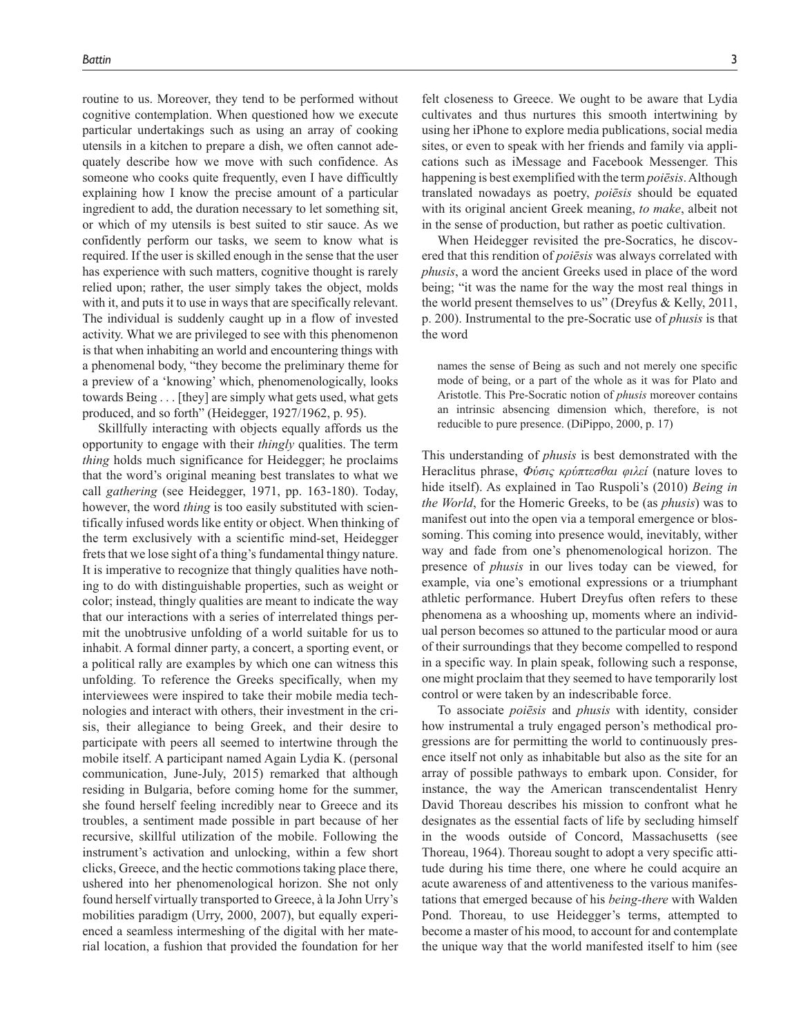routine to us. Moreover, they tend to be performed without cognitive contemplation. When questioned how we execute particular undertakings such as using an array of cooking utensils in a kitchen to prepare a dish, we often cannot adequately describe how we move with such confidence. As someone who cooks quite frequently, even I have difficultly explaining how I know the precise amount of a particular ingredient to add, the duration necessary to let something sit, or which of my utensils is best suited to stir sauce. As we confidently perform our tasks, we seem to know what is required. If the user is skilled enough in the sense that the user has experience with such matters, cognitive thought is rarely relied upon; rather, the user simply takes the object, molds with it, and puts it to use in ways that are specifically relevant. The individual is suddenly caught up in a flow of invested activity. What we are privileged to see with this phenomenon is that when inhabiting an world and encountering things with a phenomenal body, "they become the preliminary theme for a preview of a 'knowing' which, phenomenologically, looks towards Being . . . [they] are simply what gets used, what gets produced, and so forth" (Heidegger, 1927/1962, p. 95).

Skillfully interacting with objects equally affords us the opportunity to engage with their *thingly* qualities. The term *thing* holds much significance for Heidegger; he proclaims that the word's original meaning best translates to what we call *gathering* (see Heidegger, 1971, pp. 163-180). Today, however, the word *thing* is too easily substituted with scientifically infused words like entity or object. When thinking of the term exclusively with a scientific mind-set, Heidegger frets that we lose sight of a thing's fundamental thingy nature. It is imperative to recognize that thingly qualities have nothing to do with distinguishable properties, such as weight or color; instead, thingly qualities are meant to indicate the way that our interactions with a series of interrelated things permit the unobtrusive unfolding of a world suitable for us to inhabit. A formal dinner party, a concert, a sporting event, or a political rally are examples by which one can witness this unfolding. To reference the Greeks specifically, when my interviewees were inspired to take their mobile media technologies and interact with others, their investment in the crisis, their allegiance to being Greek, and their desire to participate with peers all seemed to intertwine through the mobile itself. A participant named Again Lydia K. (personal communication, June-July, 2015) remarked that although residing in Bulgaria, before coming home for the summer, she found herself feeling incredibly near to Greece and its troubles, a sentiment made possible in part because of her recursive, skillful utilization of the mobile. Following the instrument's activation and unlocking, within a few short clicks, Greece, and the hectic commotions taking place there, ushered into her phenomenological horizon. She not only found herself virtually transported to Greece, à la John Urry's mobilities paradigm (Urry, 2000, 2007), but equally experienced a seamless intermeshing of the digital with her material location, a fushion that provided the foundation for her felt closeness to Greece. We ought to be aware that Lydia cultivates and thus nurtures this smooth intertwining by using her iPhone to explore media publications, social media sites, or even to speak with her friends and family via applications such as iMessage and Facebook Messenger. This happening is best exemplified with the term *poiēsis*. Although translated nowadays as poetry, *poiēsis* should be equated with its original ancient Greek meaning, *to make*, albeit not in the sense of production, but rather as poetic cultivation.

When Heidegger revisited the pre-Socratics, he discovered that this rendition of *poiēsis* was always correlated with *phusis*, a word the ancient Greeks used in place of the word being; "it was the name for the way the most real things in the world present themselves to us" (Dreyfus & Kelly, 2011, p. 200). Instrumental to the pre-Socratic use of *phusis* is that the word

> names the sense of Being as such and not merely one specific mode of being, or a part of the whole as it was for Plato and Aristotle. This Pre-Socratic notion of *phusis* moreover contains an intrinsic absencing dimension which, therefore, is not reducible to pure presence. (DiPippo, 2000, p. 17)

This understanding of *phusis* is best demonstrated with the Heraclitus phrase, *Φύσις κρύπτεσθαι φιλεί* (nature loves to hide itself). As explained in Tao Ruspoli's (2010) *Being in the World*, for the Homeric Greeks, to be (as *phusis*) was to manifest out into the open via a temporal emergence or blossoming. This coming into presence would, inevitably, wither way and fade from one's phenomenological horizon. The presence of *phusis* in our lives today can be viewed, for example, via one's emotional expressions or a triumphant athletic performance. Hubert Dreyfus often refers to these phenomena as a whooshing up, moments where an individual person becomes so attuned to the particular mood or aura of their surroundings that they become compelled to respond in a specific way. In plain speak, following such a response, one might proclaim that they seemed to have temporarily lost control or were taken by an indescribable force.

To associate *poiēsis* and *phusis* with identity, consider how instrumental a truly engaged person's methodical progressions are for permitting the world to continuously presence itself not only as inhabitable but also as the site for an array of possible pathways to embark upon. Consider, for instance, the way the American transcendentalist Henry David Thoreau describes his mission to confront what he designates as the essential facts of life by secluding himself in the woods outside of Concord, Massachusetts (see Thoreau, 1964). Thoreau sought to adopt a very specific attitude during his time there, one where he could acquire an acute awareness of and attentiveness to the various manifestations that emerged because of his *being-there* with Walden Pond. Thoreau, to use Heidegger's terms, attempted to become a master of his mood, to account for and contemplate the unique way that the world manifested itself to him (see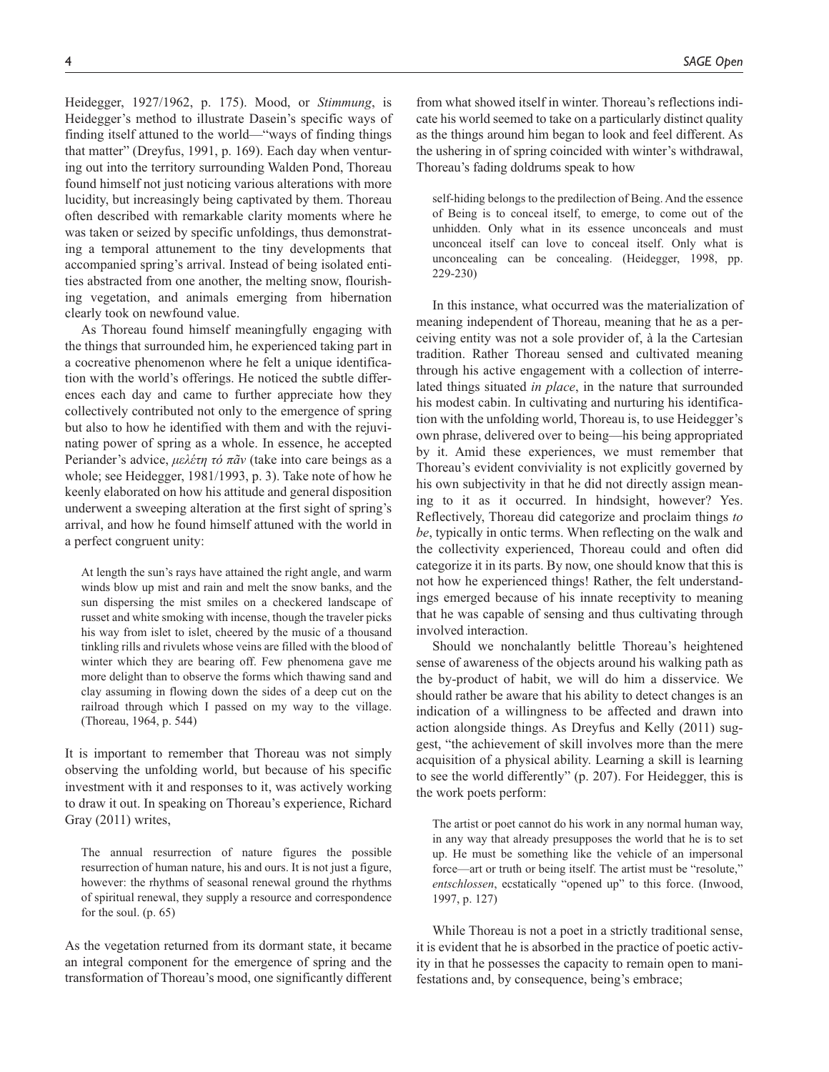Heidegger, 1927/1962, p. 175). Mood, or *Stimmung*, is Heidegger's method to illustrate Dasein's specific ways of finding itself attuned to the world—"ways of finding things that matter" (Dreyfus, 1991, p. 169). Each day when venturing out into the territory surrounding Walden Pond, Thoreau found himself not just noticing various alterations with more lucidity, but increasingly being captivated by them. Thoreau often described with remarkable clarity moments where he was taken or seized by specific unfoldings, thus demonstrating a temporal attunement to the tiny developments that accompanied spring's arrival. Instead of being isolated entities abstracted from one another, the melting snow, flourishing vegetation, and animals emerging from hibernation clearly took on newfound value.

As Thoreau found himself meaningfully engaging with the things that surrounded him, he experienced taking part in a cocreative phenomenon where he felt a unique identification with the world's offerings. He noticed the subtle differences each day and came to further appreciate how they collectively contributed not only to the emergence of spring but also to how he identified with them and with the rejuvinating power of spring as a whole. In essence, he accepted Periander's advice, *μελέτη τό πᾶν* (take into care beings as a whole; see Heidegger, 1981/1993, p. 3). Take note of how he keenly elaborated on how his attitude and general disposition underwent a sweeping alteration at the first sight of spring's arrival, and how he found himself attuned with the world in a perfect congruent unity:

> At length the sun's rays have attained the right angle, and warm winds blow up mist and rain and melt the snow banks, and the sun dispersing the mist smiles on a checkered landscape of russet and white smoking with incense, though the traveler picks his way from islet to islet, cheered by the music of a thousand tinkling rills and rivulets whose veins are filled with the blood of winter which they are bearing off. Few phenomena gave me more delight than to observe the forms which thawing sand and clay assuming in flowing down the sides of a deep cut on the railroad through which I passed on my way to the village. (Thoreau, 1964, p. 544)

It is important to remember that Thoreau was not simply observing the unfolding world, but because of his specific investment with it and responses to it, was actively working to draw it out. In speaking on Thoreau's experience, Richard Gray (2011) writes,

> The annual resurrection of nature figures the possible resurrection of human nature, his and ours. It is not just a figure, however: the rhythms of seasonal renewal ground the rhythms of spiritual renewal, they supply a resource and correspondence for the soul. (p. 65)

As the vegetation returned from its dormant state, it became an integral component for the emergence of spring and the transformation of Thoreau's mood, one significantly different from what showed itself in winter. Thoreau's reflections indicate his world seemed to take on a particularly distinct quality as the things around him began to look and feel different. As the ushering in of spring coincided with winter's withdrawal, Thoreau's fading doldrums speak to how

> self-hiding belongs to the predilection of Being. And the essence of Being is to conceal itself, to emerge, to come out of the unhidden. Only what in its essence unconceals and must unconceal itself can love to conceal itself. Only what is unconcealing can be concealing. (Heidegger, 1998, pp. 229-230)

In this instance, what occurred was the materialization of meaning independent of Thoreau, meaning that he as a perceiving entity was not a sole provider of, à la the Cartesian tradition. Rather Thoreau sensed and cultivated meaning through his active engagement with a collection of interrelated things situated *in place*, in the nature that surrounded his modest cabin. In cultivating and nurturing his identification with the unfolding world, Thoreau is, to use Heidegger's own phrase, delivered over to being—his being appropriated by it. Amid these experiences, we must remember that Thoreau's evident conviviality is not explicitly governed by his own subjectivity in that he did not directly assign meaning to it as it occurred. In hindsight, however? Yes. Reflectively, Thoreau did categorize and proclaim things *to be*, typically in ontic terms. When reflecting on the walk and the collectivity experienced, Thoreau could and often did categorize it in its parts. By now, one should know that this is not how he experienced things! Rather, the felt understandings emerged because of his innate receptivity to meaning that he was capable of sensing and thus cultivating through involved interaction.

Should we nonchalantly belittle Thoreau's heightened sense of awareness of the objects around his walking path as the by-product of habit, we will do him a disservice. We should rather be aware that his ability to detect changes is an indication of a willingness to be affected and drawn into action alongside things. As Dreyfus and Kelly (2011) suggest, "the achievement of skill involves more than the mere acquisition of a physical ability. Learning a skill is learning to see the world differently" (p. 207). For Heidegger, this is the work poets perform:

> The artist or poet cannot do his work in any normal human way, in any way that already presupposes the world that he is to set up. He must be something like the vehicle of an impersonal force—art or truth or being itself. The artist must be "resolute," *entschlossen*, ecstatically "opened up" to this force. (Inwood, 1997, p. 127)

While Thoreau is not a poet in a strictly traditional sense, it is evident that he is absorbed in the practice of poetic activity in that he possesses the capacity to remain open to manifestations and, by consequence, being's embrace;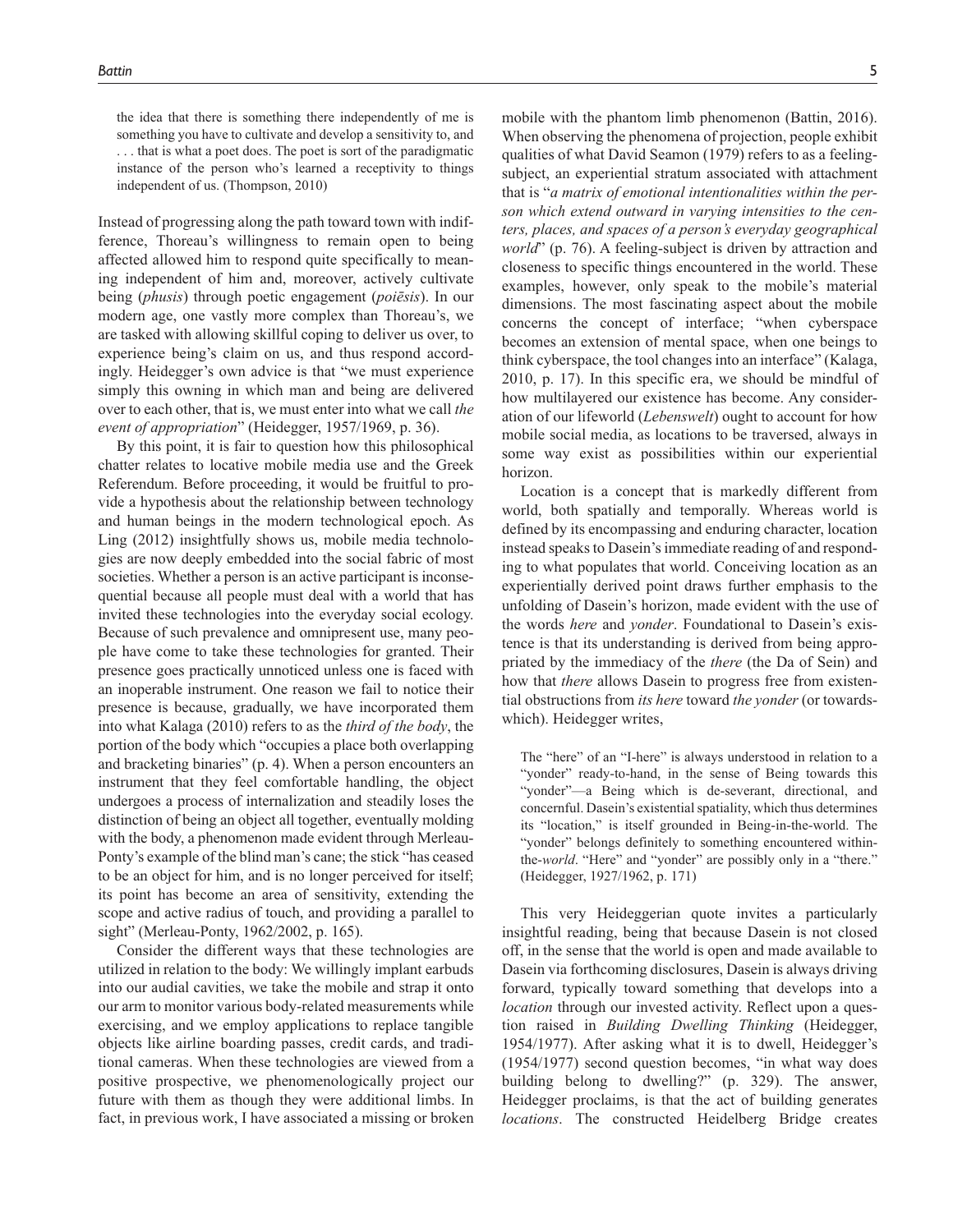> the idea that there is something there independently of me is something you have to cultivate and develop a sensitivity to, and . . . that is what a poet does. The poet is sort of the paradigmatic instance of the person who's learned a receptivity to things independent of us. (Thompson, 2010)

Instead of progressing along the path toward town with indifference, Thoreau's willingness to remain open to being affected allowed him to respond quite specifically to meaning independent of him and, moreover, actively cultivate being (*phusis*) through poetic engagement (*poiēsis*). In our modern age, one vastly more complex than Thoreau's, we are tasked with allowing skillful coping to deliver us over, to experience being's claim on us, and thus respond accordingly. Heidegger's own advice is that "we must experience simply this owning in which man and being are delivered over to each other, that is, we must enter into what we call *the event of appropriation*" (Heidegger, 1957/1969, p. 36).

By this point, it is fair to question how this philosophical chatter relates to locative mobile media use and the Greek Referendum. Before proceeding, it would be fruitful to provide a hypothesis about the relationship between technology and human beings in the modern technological epoch. As Ling (2012) insightfully shows us, mobile media technologies are now deeply embedded into the social fabric of most societies. Whether a person is an active participant is inconsequential because all people must deal with a world that has invited these technologies into the everyday social ecology. Because of such prevalence and omnipresent use, many people have come to take these technologies for granted. Their presence goes practically unnoticed unless one is faced with an inoperable instrument. One reason we fail to notice their presence is because, gradually, we have incorporated them into what Kalaga (2010) refers to as the *third of the body*, the portion of the body which "occupies a place both overlapping and bracketing binaries" (p. 4). When a person encounters an instrument that they feel comfortable handling, the object undergoes a process of internalization and steadily loses the distinction of being an object all together, eventually molding with the body, a phenomenon made evident through Merleau-Ponty's example of the blind man's cane; the stick "has ceased to be an object for him, and is no longer perceived for itself; its point has become an area of sensitivity, extending the scope and active radius of touch, and providing a parallel to sight" (Merleau-Ponty, 1962/2002, p. 165).

Consider the different ways that these technologies are utilized in relation to the body: We willingly implant earbuds into our audial cavities, we take the mobile and strap it onto our arm to monitor various body-related measurements while exercising, and we employ applications to replace tangible objects like airline boarding passes, credit cards, and traditional cameras. When these technologies are viewed from a positive prospective, we phenomenologically project our future with them as though they were additional limbs. In fact, in previous work, I have associated a missing or broken mobile with the phantom limb phenomenon (Battin, 2016). When observing the phenomena of projection, people exhibit qualities of what David Seamon (1979) refers to as a feeling-subject, an experiential stratum associated with attachment that is "*a matrix of emotional intentionalities within the person which extend outward in varying intensities to the centers, places, and spaces of a person's everyday geographical world*" (p. 76). A feeling-subject is driven by attraction and closeness to specific things encountered in the world. These examples, however, only speak to the mobile's material dimensions. The most fascinating aspect about the mobile concerns the concept of interface; "when cyberspace becomes an extension of mental space, when one beings to think cyberspace, the tool changes into an interface" (Kalaga, 2010, p. 17). In this specific era, we should be mindful of how multilayered our existence has become. Any consideration of our lifeworld (*Lebenswelt*) ought to account for how mobile social media, as locations to be traversed, always in some way exist as possibilities within our experiential horizon.

Location is a concept that is markedly different from world, both spatially and temporally. Whereas world is defined by its encompassing and enduring character, location instead speaks to Dasein's immediate reading of and responding to what populates that world. Conceiving location as an experientially derived point draws further emphasis to the unfolding of Dasein's horizon, made evident with the use of the words *here* and *yonder*. Foundational to Dasein's existence is that its understanding is derived from being appropriated by the immediacy of the *there* (the Da of Sein) and how that *there* allows Dasein to progress free from existential obstructions from *its here* toward *the yonder* (or towards-which). Heidegger writes,

> The "here" of an "I-here" is always understood in relation to a "yonder" ready-to-hand, in the sense of Being towards this "yonder"—a Being which is de-severant, directional, and concernful. Dasein's existential spatiality, which thus determines its "location," is itself grounded in Being-in-the-world. The "yonder" belongs definitely to something encountered within-the-*world*. "Here" and "yonder" are possibly only in a "there." (Heidegger, 1927/1962, p. 171)

This very Heideggerian quote invites a particularly insightful reading, being that because Dasein is not closed off, in the sense that the world is open and made available to Dasein via forthcoming disclosures, Dasein is always driving forward, typically toward something that develops into a *location* through our invested activity. Reflect upon a question raised in *Building Dwelling Thinking* (Heidegger, 1954/1977). After asking what it is to dwell, Heidegger's (1954/1977) second question becomes, "in what way does building belong to dwelling?" (p. 329). The answer, Heidegger proclaims, is that the act of building generates *locations*. The constructed Heidelberg Bridge creates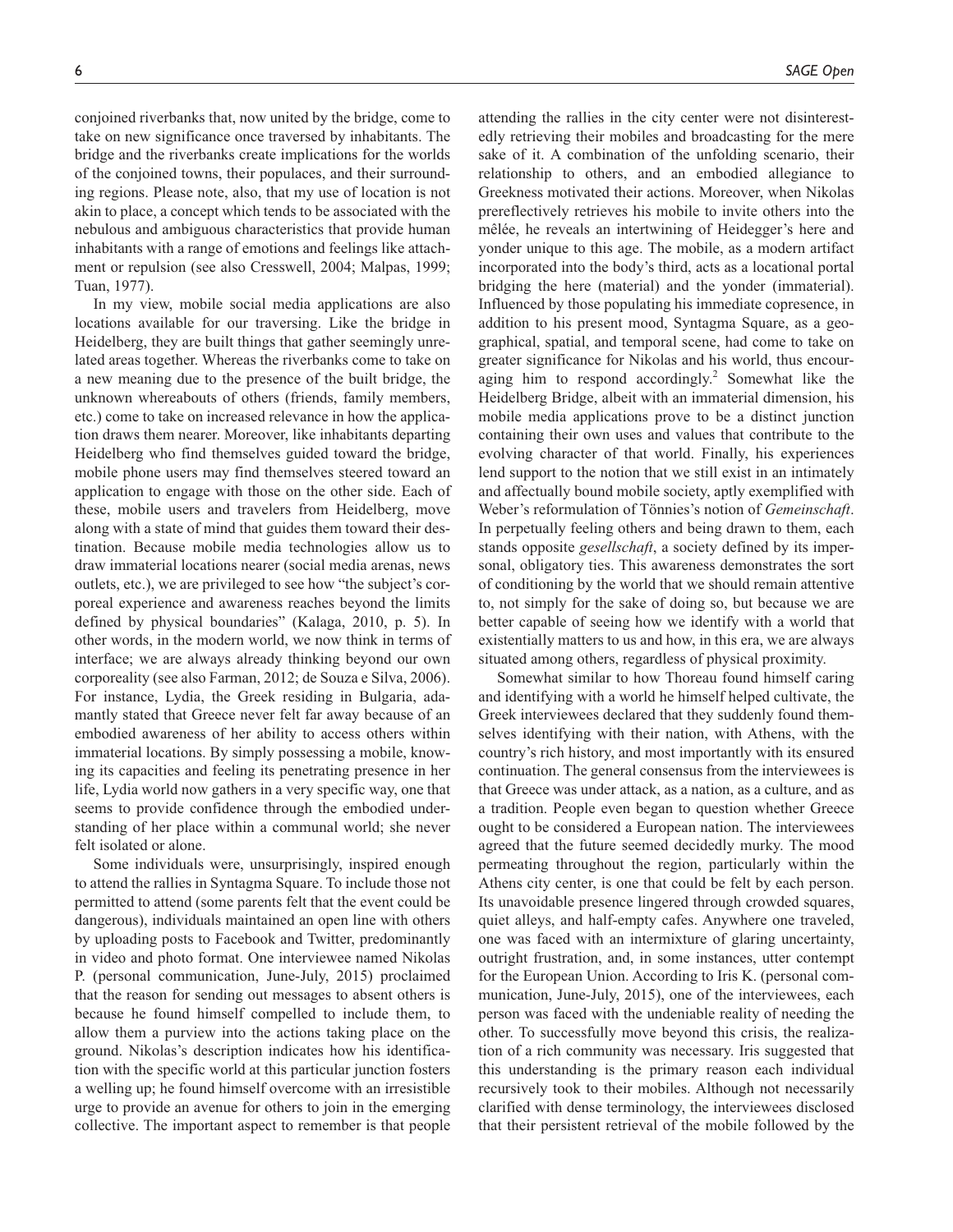conjoined riverbanks that, now united by the bridge, come to take on new significance once traversed by inhabitants. The bridge and the riverbanks create implications for the worlds of the conjoined towns, their populaces, and their surrounding regions. Please note, also, that my use of location is not akin to place, a concept which tends to be associated with the nebulous and ambiguous characteristics that provide human inhabitants with a range of emotions and feelings like attachment or repulsion (see also Cresswell, 2004; Malpas, 1999; Tuan, 1977).

In my view, mobile social media applications are also locations available for our traversing. Like the bridge in Heidelberg, they are built things that gather seemingly unrelated areas together. Whereas the riverbanks come to take on a new meaning due to the presence of the built bridge, the unknown whereabouts of others (friends, family members, etc.) come to take on increased relevance in how the application draws them nearer. Moreover, like inhabitants departing Heidelberg who find themselves guided toward the bridge, mobile phone users may find themselves steered toward an application to engage with those on the other side. Each of these, mobile users and travelers from Heidelberg, move along with a state of mind that guides them toward their destination. Because mobile media technologies allow us to draw immaterial locations nearer (social media arenas, news outlets, etc.), we are privileged to see how "the subject's corporeal experience and awareness reaches beyond the limits defined by physical boundaries" (Kalaga, 2010, p. 5). In other words, in the modern world, we now think in terms of interface; we are always already thinking beyond our own corporeality (see also Farman, 2012; de Souza e Silva, 2006). For instance, Lydia, the Greek residing in Bulgaria, adamantly stated that Greece never felt far away because of an embodied awareness of her ability to access others within immaterial locations. By simply possessing a mobile, knowing its capacities and feeling its penetrating presence in her life, Lydia world now gathers in a very specific way, one that seems to provide confidence through the embodied understanding of her place within a communal world; she never felt isolated or alone.

Some individuals were, unsurprisingly, inspired enough to attend the rallies in Syntagma Square. To include those not permitted to attend (some parents felt that the event could be dangerous), individuals maintained an open line with others by uploading posts to Facebook and Twitter, predominantly in video and photo format. One interviewee named Nikolas P. (personal communication, June-July, 2015) proclaimed that the reason for sending out messages to absent others is because he found himself compelled to include them, to allow them a purview into the actions taking place on the ground. Nikolas's description indicates how his identification with the specific world at this particular junction fosters a welling up; he found himself overcome with an irresistible urge to provide an avenue for others to join in the emerging collective. The important aspect to remember is that people attending the rallies in the city center were not disinterestedly retrieving their mobiles and broadcasting for the mere sake of it. A combination of the unfolding scenario, their relationship to others, and an embodied allegiance to Greekness motivated their actions. Moreover, when Nikolas prereflectively retrieves his mobile to invite others into the mêlée, he reveals an intertwining of Heidegger's here and yonder unique to this age. The mobile, as a modern artifact incorporated into the body's third, acts as a locational portal bridging the here (material) and the yonder (immaterial). Influenced by those populating his immediate copresence, in addition to his present mood, Syntagma Square, as a geographical, spatial, and temporal scene, had come to take on greater significance for Nikolas and his world, thus encouraging him to respond accordingly.[2] Somewhat like the Heidelberg Bridge, albeit with an immaterial dimension, his mobile media applications prove to be a distinct junction containing their own uses and values that contribute to the evolving character of that world. Finally, his experiences lend support to the notion that we still exist in an intimately and affectually bound mobile society, aptly exemplified with Weber's reformulation of Tönnies's notion of *Gemeinschaft*. In perpetually feeling others and being drawn to them, each stands opposite *gesellschaft*, a society defined by its impersonal, obligatory ties. This awareness demonstrates the sort of conditioning by the world that we should remain attentive to, not simply for the sake of doing so, but because we are better capable of seeing how we identify with a world that existentially matters to us and how, in this era, we are always situated among others, regardless of physical proximity.

Somewhat similar to how Thoreau found himself caring and identifying with a world he himself helped cultivate, the Greek interviewees declared that they suddenly found themselves identifying with their nation, with Athens, with the country's rich history, and most importantly with its ensured continuation. The general consensus from the interviewees is that Greece was under attack, as a nation, as a culture, and as a tradition. People even began to question whether Greece ought to be considered a European nation. The interviewees agreed that the future seemed decidedly murky. The mood permeating throughout the region, particularly within the Athens city center, is one that could be felt by each person. Its unavoidable presence lingered through crowded squares, quiet alleys, and half-empty cafes. Anywhere one traveled, one was faced with an intermixture of glaring uncertainty, outright frustration, and, in some instances, utter contempt for the European Union. According to Iris K. (personal communication, June-July, 2015), one of the interviewees, each person was faced with the undeniable reality of needing the other. To successfully move beyond this crisis, the realization of a rich community was necessary. Iris suggested that this understanding is the primary reason each individual recursively took to their mobiles. Although not necessarily clarified with dense terminology, the interviewees disclosed that their persistent retrieval of the mobile followed by the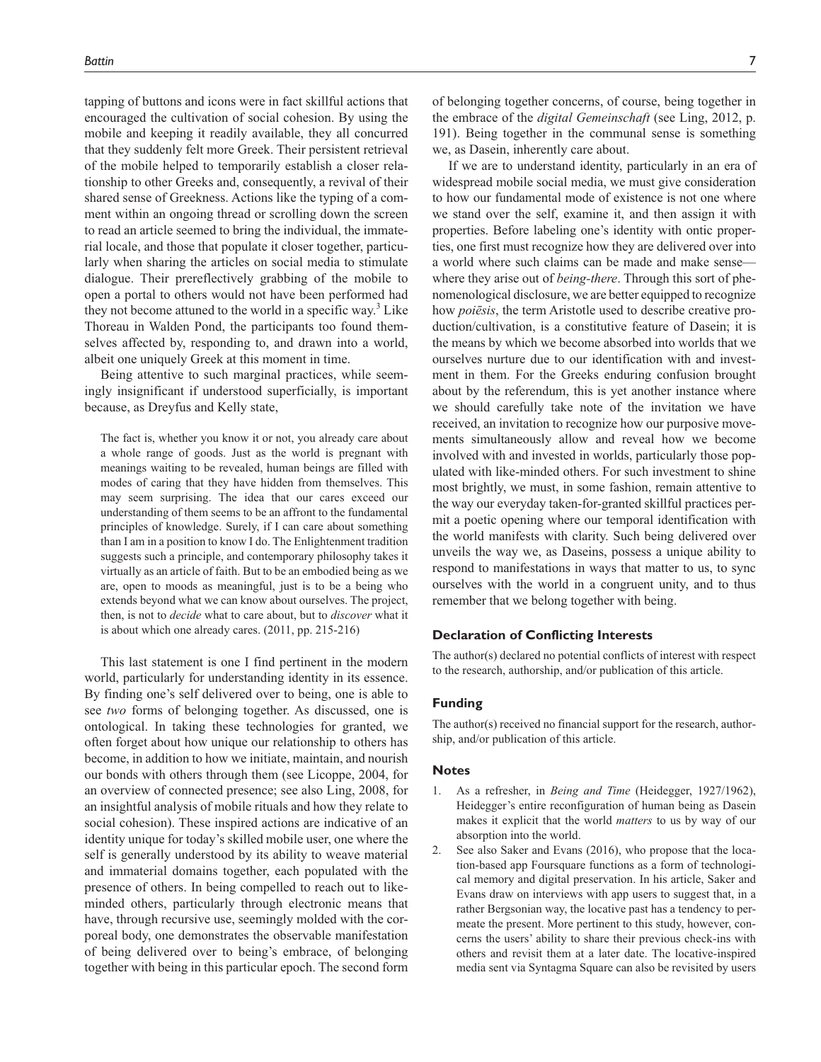tapping of buttons and icons were in fact skillful actions that encouraged the cultivation of social cohesion. By using the mobile and keeping it readily available, they all concurred that they suddenly felt more Greek. Their persistent retrieval of the mobile helped to temporarily establish a closer relationship to other Greeks and, consequently, a revival of their shared sense of Greekness. Actions like the typing of a comment within an ongoing thread or scrolling down the screen to read an article seemed to bring the individual, the immaterial locale, and those that populate it closer together, particularly when sharing the articles on social media to stimulate dialogue. Their prereflectively grabbing of the mobile to open a portal to others would not have been performed had they not become attuned to the world in a specific way.[3] Like Thoreau in Walden Pond, the participants too found themselves affected by, responding to, and drawn into a world, albeit one uniquely Greek at this moment in time.

Being attentive to such marginal practices, while seemingly insignificant if understood superficially, is important because, as Dreyfus and Kelly state,

> The fact is, whether you know it or not, you already care about a whole range of goods. Just as the world is pregnant with meanings waiting to be revealed, human beings are filled with modes of caring that they have hidden from themselves. This may seem surprising. The idea that our cares exceed our understanding of them seems to be an affront to the fundamental principles of knowledge. Surely, if I can care about something than I am in a position to know I do. The Enlightenment tradition suggests such a principle, and contemporary philosophy takes it virtually as an article of faith. But to be an embodied being as we are, open to moods as meaningful, just is to be a being who extends beyond what we can know about ourselves. The project, then, is not to *decide* what to care about, but to *discover* what it is about which one already cares. (2011, pp. 215-216)

This last statement is one I find pertinent in the modern world, particularly for understanding identity in its essence. By finding one's self delivered over to being, one is able to see *two* forms of belonging together. As discussed, one is ontological. In taking these technologies for granted, we often forget about how unique our relationship to others has become, in addition to how we initiate, maintain, and nourish our bonds with others through them (see Licoppe, 2004, for an overview of connected presence; see also Ling, 2008, for an insightful analysis of mobile rituals and how they relate to social cohesion). These inspired actions are indicative of an identity unique for today's skilled mobile user, one where the self is generally understood by its ability to weave material and immaterial domains together, each populated with the presence of others. In being compelled to reach out to like-minded others, particularly through electronic means that have, through recursive use, seemingly molded with the corporeal body, one demonstrates the observable manifestation of being delivered over to being's embrace, of belonging together with being in this particular epoch. The second form of belonging together concerns, of course, being together in the embrace of the *digital Gemeinschaft* (see Ling, 2012, p. 191). Being together in the communal sense is something we, as Dasein, inherently care about.

If we are to understand identity, particularly in an era of widespread mobile social media, we must give consideration to how our fundamental mode of existence is not one where we stand over the self, examine it, and then assign it with properties. Before labeling one's identity with ontic properties, one first must recognize how they are delivered over into a world where such claims can be made and make sense—where they arise out of *being-there*. Through this sort of phenomenological disclosure, we are better equipped to recognize how *poiēsis*, the term Aristotle used to describe creative production/cultivation, is a constitutive feature of Dasein; it is the means by which we become absorbed into worlds that we ourselves nurture due to our identification with and investment in them. For the Greeks enduring confusion brought about by the referendum, this is yet another instance where we should carefully take note of the invitation we have received, an invitation to recognize how our purposive movements simultaneously allow and reveal how we become involved with and invested in worlds, particularly those populated with like-minded others. For such investment to shine most brightly, we must, in some fashion, remain attentive to the way our everyday taken-for-granted skillful practices permit a poetic opening where our temporal identification with the world manifests with clarity. Such being delivered over unveils the way we, as Daseins, possess a unique ability to respond to manifestations in ways that matter to us, to sync ourselves with the world in a congruent unity, and to thus remember that we belong together with being.

### Declaration of Conflicting Interests

The author(s) declared no potential conflicts of interest with respect to the research, authorship, and/or publication of this article.

### Funding

The author(s) received no financial support for the research, authorship, and/or publication of this article.

### Notes

1. As a refresher, in *Being and Time* (Heidegger, 1927/1962), Heidegger's entire reconfiguration of human being as Dasein makes it explicit that the world *matters* to us by way of our absorption into the world.
2. See also Saker and Evans (2016), who propose that the location-based app Foursquare functions as a form of technological memory and digital preservation. In his article, Saker and Evans draw on interviews with app users to suggest that, in a rather Bergsonian way, the locative past has a tendency to permeate the present. More pertinent to this study, however, concerns the users' ability to share their previous check-ins with others and revisit them at a later date. The locative-inspired media sent via Syntagma Square can also be revisited by users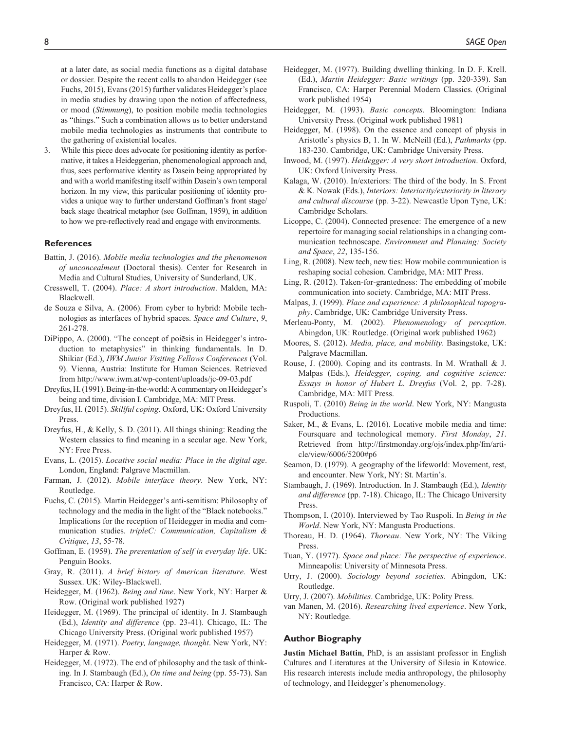at a later date, as social media functions as a digital database or dossier. Despite the recent calls to abandon Heidegger (see Fuchs, 2015), Evans (2015) further validates Heidegger's place in media studies by drawing upon the notion of affectedness, or mood (*Stimmung*), to position mobile media technologies as "things." Such a combination allows us to better understand mobile media technologies as instruments that contribute to the gathering of existential locales.

3. While this piece does advocate for positioning identity as performative, it takes a Heideggerian, phenomenological approach and, thus, sees performative identity as Dasein being appropriated by and with a world manifesting itself within Dasein's own temporal horizon. In my view, this particular positioning of identity provides a unique way to further understand Goffman's front stage/back stage theatrical metaphor (see Goffman, 1959), in addition to how we pre-reflectively read and engage with environments.

## References

Battin, J. (2016). *Mobile media technologies and the phenomenon of unconcealment* (Doctoral thesis). Center for Research in Media and Cultural Studies, University of Sunderland, UK.

Cresswell, T. (2004). *Place: A short introduction*. Malden, MA: Blackwell.

de Souza e Silva, A. (2006). From cyber to hybrid: Mobile technologies as interfaces of hybrid spaces. *Space and Culture*, *9*, 261-278.

DiPippo, A. (2000). "The concept of poiēsis in Heidegger's introduction to metaphysics" in thinking fundamentals. In D. Shikiar (Ed.), *IWM Junior Visiting Fellows Conferences* (Vol. 9). Vienna, Austria: Institute for Human Sciences. Retrieved from http://www.iwm.at/wp-content/uploads/jc-09-03.pdf

Dreyfus, H. (1991). Being-in-the-world: A commentary on Heidegger's being and time, division I. Cambridge, MA: MIT Press.

Dreyfus, H. (2015). *Skillful coping*. Oxford, UK: Oxford University Press.

Dreyfus, H., & Kelly, S. D. (2011). All things shining: Reading the Western classics to find meaning in a secular age. New York, NY: Free Press.

Evans, L. (2015). *Locative social media: Place in the digital age*. London, England: Palgrave Macmillan.

Farman, J. (2012). *Mobile interface theory*. New York, NY: Routledge.

Fuchs, C. (2015). Martin Heidegger's anti-semitism: Philosophy of technology and the media in the light of the "Black notebooks." Implications for the reception of Heidegger in media and communication studies. *tripleC: Communication, Capitalism & Critique*, *13*, 55-78.

Goffman, E. (1959). *The presentation of self in everyday life*. UK: Penguin Books.

Gray, R. (2011). *A brief history of American literature*. West Sussex. UK: Wiley-Blackwell.

Heidegger, M. (1962). *Being and time*. New York, NY: Harper & Row. (Original work published 1927)

Heidegger, M. (1969). The principal of identity. In J. Stambaugh (Ed.), *Identity and difference* (pp. 23-41). Chicago, IL: The Chicago University Press. (Original work published 1957)

Heidegger, M. (1971). *Poetry, language, thought*. New York, NY: Harper & Row.

Heidegger, M. (1972). The end of philosophy and the task of thinking. In J. Stambaugh (Ed.), *On time and being* (pp. 55-73). San Francisco, CA: Harper & Row.

Heidegger, M. (1977). Building dwelling thinking. In D. F. Krell. (Ed.), *Martin Heidegger: Basic writings* (pp. 320-339). San Francisco, CA: Harper Perennial Modern Classics. (Original work published 1954)

Heidegger, M. (1993). *Basic concepts*. Bloomington: Indiana University Press. (Original work published 1981)

Heidegger, M. (1998). On the essence and concept of physis in Aristotle's physics B, 1. In W. McNeill (Ed.), *Pathmarks* (pp. 183-230. Cambridge, UK: Cambridge University Press.

Inwood, M. (1997). *Heidegger: A very short introduction*. Oxford, UK: Oxford University Press.

Kalaga, W. (2010). In/exteriors: The third of the body. In S. Front & K. Nowak (Eds.), *Interiors: Interiority/exteriority in literary and cultural discourse* (pp. 3-22). Newcastle Upon Tyne, UK: Cambridge Scholars.

Licoppe, C. (2004). Connected presence: The emergence of a new repertoire for managing social relationships in a changing communication technoscape. *Environment and Planning: Society and Space*, *22*, 135-156.

Ling, R. (2008). New tech, new ties: How mobile communication is reshaping social cohesion. Cambridge, MA: MIT Press.

Ling, R. (2012). Taken-for-grantedness: The embedding of mobile communication into society. Cambridge, MA: MIT Press.

Malpas, J. (1999). *Place and experience: A philosophical topography*. Cambridge, UK: Cambridge University Press.

Merleau-Ponty, M. (2002). *Phenomenology of perception*. Abingdon, UK: Routledge. (Original work published 1962)

Moores, S. (2012). *Media, place, and mobility*. Basingstoke, UK: Palgrave Macmillan.

Rouse, J. (2000). Coping and its contrasts. In M. Wrathall & J. Malpas (Eds.), *Heidegger, coping, and cognitive science: Essays in honor of Hubert L. Dreyfus* (Vol. 2, pp. 7-28). Cambridge, MA: MIT Press.

Ruspoli, T. (2010) *Being in the world*. New York, NY: Mangusta Productions.

Saker, M., & Evans, L. (2016). Locative mobile media and time: Foursquare and technological memory. *First Monday*, *21*. Retrieved from http://firstmonday.org/ojs/index.php/fm/article/view/6006/5200#p6

Seamon, D. (1979). A geography of the lifeworld: Movement, rest, and encounter. New York, NY: St. Martin's.

Stambaugh, J. (1969). Introduction. In J. Stambaugh (Ed.), *Identity and difference* (pp. 7-18). Chicago, IL: The Chicago University Press.

Thompson, I. (2010). Interviewed by Tao Ruspoli. In *Being in the World*. New York, NY: Mangusta Productions.

Thoreau, H. D. (1964). *Thoreau*. New York, NY: The Viking Press.

Tuan, Y. (1977). *Space and place: The perspective of experience*. Minneapolis: University of Minnesota Press.

Urry, J. (2000). *Sociology beyond societies*. Abingdon, UK: Routledge.

Urry, J. (2007). *Mobilities*. Cambridge, UK: Polity Press.

van Manen, M. (2016). *Researching lived experience*. New York, NY: Routledge.

## Author Biography

**Justin Michael Battin**, PhD, is an assistant professor in English Cultures and Literatures at the University of Silesia in Katowice. His research interests include media anthropology, the philosophy of technology, and Heidegger's phenomenology.